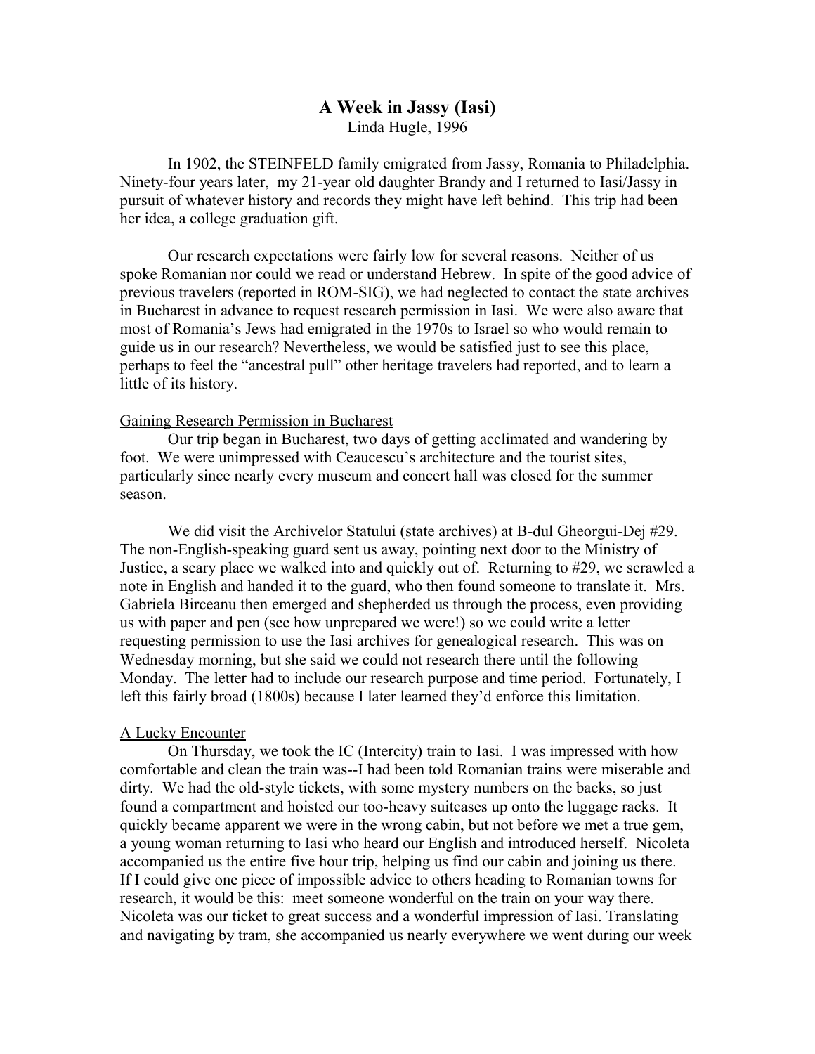# A Week in Jassy (Iasi)

Linda Hugle, 1996

In 1902, the STEINFELD family emigrated from Jassy, Romania to Philadelphia. Ninety-four years later, my 21-year old daughter Brandy and I returned to Iasi/Jassy in pursuit of whatever history and records they might have left behind. This trip had been her idea, a college graduation gift.

Our research expectations were fairly low for several reasons. Neither of us spoke Romanian nor could we read or understand Hebrew. In spite of the good advice of previous travelers (reported in ROM-SIG), we had neglected to contact the state archives in Bucharest in advance to request research permission in Iasi. We were also aware that most of Romania's Jews had emigrated in the 1970s to Israel so who would remain to guide us in our research? Nevertheless, we would be satisfied just to see this place, perhaps to feel the "ancestral pull" other heritage travelers had reported, and to learn a little of its history.

## Gaining Research Permission in Bucharest

Our trip began in Bucharest, two days of getting acclimated and wandering by foot. We were unimpressed with Ceaucescu's architecture and the tourist sites, particularly since nearly every museum and concert hall was closed for the summer season.

We did visit the Archivelor Statului (state archives) at B-dul Gheorgui-Dej #29. The non-English-speaking guard sent us away, pointing next door to the Ministry of Justice, a scary place we walked into and quickly out of. Returning to #29, we scrawled a note in English and handed it to the guard, who then found someone to translate it. Mrs. Gabriela Birceanu then emerged and shepherded us through the process, even providing us with paper and pen (see how unprepared we were!) so we could write a letter requesting permission to use the Iasi archives for genealogical research. This was on Wednesday morning, but she said we could not research there until the following Monday. The letter had to include our research purpose and time period. Fortunately, I left this fairly broad (1800s) because I later learned they'd enforce this limitation.

## A Lucky Encounter

On Thursday, we took the IC (Intercity) train to Iasi. I was impressed with how comfortable and clean the train was--I had been told Romanian trains were miserable and dirty. We had the old-style tickets, with some mystery numbers on the backs, so just found a compartment and hoisted our too-heavy suitcases up onto the luggage racks. It quickly became apparent we were in the wrong cabin, but not before we met a true gem, a young woman returning to Iasi who heard our English and introduced herself. Nicoleta accompanied us the entire five hour trip, helping us find our cabin and joining us there. If I could give one piece of impossible advice to others heading to Romanian towns for research, it would be this: meet someone wonderful on the train on your way there. Nicoleta was our ticket to great success and a wonderful impression of Iasi. Translating and navigating by tram, she accompanied us nearly everywhere we went during our week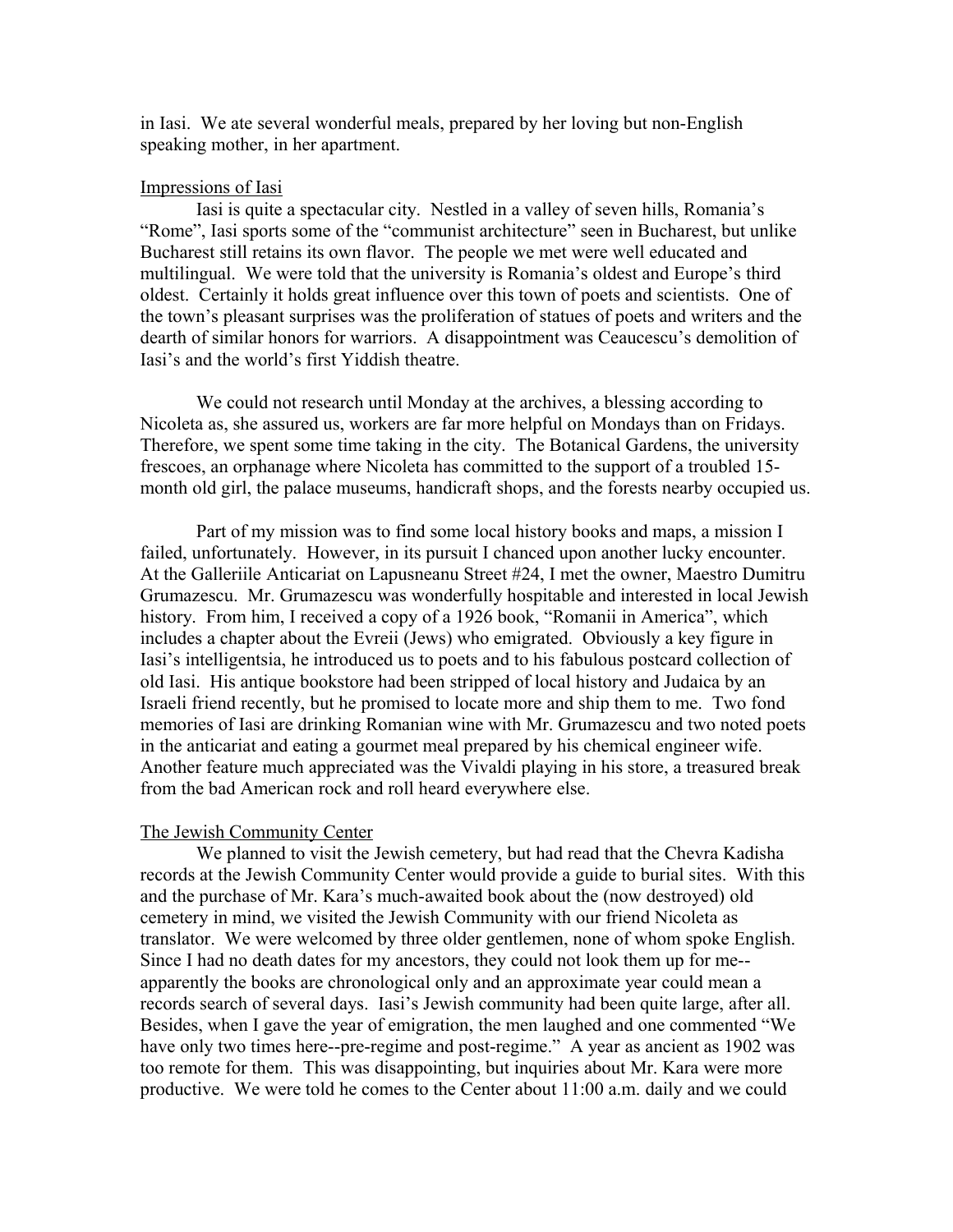in Iasi.  We ate several wonderful meals, prepared by her loving but non-English speaking mother, in her apartment.

## Impressions of Iasi

Iasi is quite a spectacular city.  Nestled in a valley of seven hills, Romania's "Rome", Iasi sports some of the "communist architecture" seen in Bucharest, but unlike Bucharest still retains its own flavor.  The people we met were well educated and multilingual.  We were told that the university is Romania's oldest and Europe's third oldest.  Certainly it holds great influence over this town of poets and scientists.  One of the town's pleasant surprises was the proliferation of statues of poets and writers and the dearth of similar honors for warriors.  A disappointment was Ceaucescu's demolition of Iasi's and the world's first Yiddish theatre.

We could not research until Monday at the archives, a blessing according to Nicoleta as, she assured us, workers are far more helpful on Mondays than on Fridays.  Therefore, we spent some time taking in the city.  The Botanical Gardens, the university frescoes, an orphanage where Nicoleta has committed to the support of a troubled 15-month old girl, the palace museums, handicraft shops, and the forests nearby occupied us.

Part of my mission was to find some local history books and maps, a mission I failed, unfortunately.  However, in its pursuit I chanced upon another lucky encounter.  At the Galleriile Anticariat on Lapusneanu Street #24, I met the owner, Maestro Dumitru Grumazescu.  Mr. Grumazescu was wonderfully hospitable and interested in local Jewish history.  From him, I received a copy of a 1926 book, "Romanii in America", which includes a chapter about the Evreii (Jews) who emigrated.  Obviously a key figure in Iasi's intelligentsia, he introduced us to poets and to his fabulous postcard collection of old Iasi.  His antique bookstore had been stripped of local history and Judaica by an Israeli friend recently, but he promised to locate more and ship them to me.  Two fond memories of Iasi are drinking Romanian wine with Mr. Grumazescu and two noted poets in the anticariat and eating a gourmet meal prepared by his chemical engineer wife.  Another feature much appreciated was the Vivaldi playing in his store, a treasured break from the bad American rock and roll heard everywhere else.

## The Jewish Community Center

We planned to visit the Jewish cemetery, but had read that the Chevra Kadisha records at the Jewish Community Center would provide a guide to burial sites.  With this and the purchase of Mr. Kara's much-awaited book about the (now destroyed) old cemetery in mind, we visited the Jewish Community with our friend Nicoleta as translator.  We were welcomed by three older gentlemen, none of whom spoke English.  Since I had no death dates for my ancestors, they could not look them up for me--apparently the books are chronological only and an approximate year could mean a records search of several days.  Iasi's Jewish community had been quite large, after all.  Besides, when I gave the year of emigration, the men laughed and one commented "We have only two times here--pre-regime and post-regime."  A year as ancient as 1902 was too remote for them.  This was disappointing, but inquiries about Mr. Kara were more productive.  We were told he comes to the Center about 11:00 a.m. daily and we could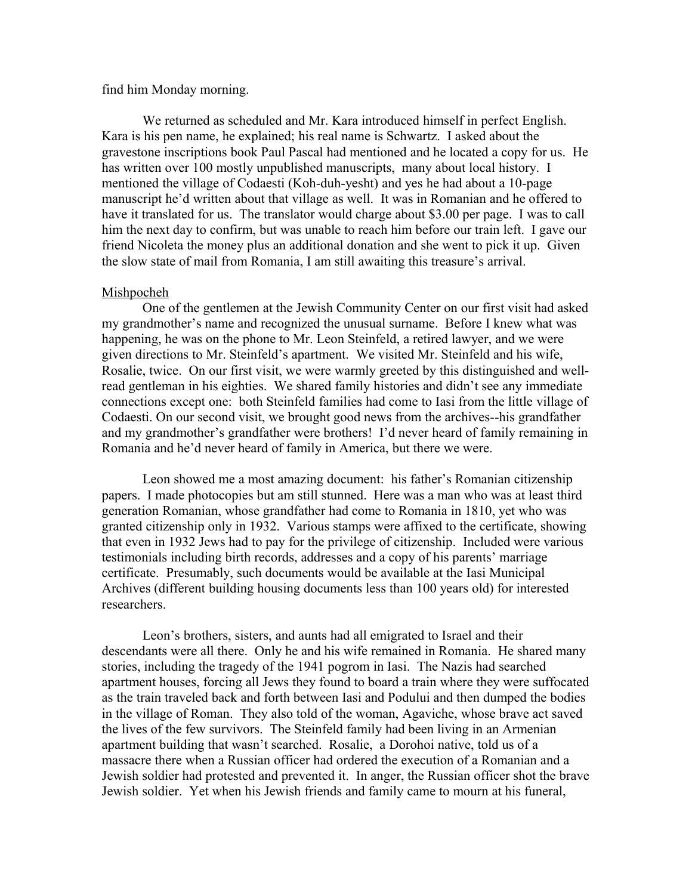find him Monday morning.

We returned as scheduled and Mr. Kara introduced himself in perfect English. Kara is his pen name, he explained; his real name is Schwartz. I asked about the gravestone inscriptions book Paul Pascal had mentioned and he located a copy for us. He has written over 100 mostly unpublished manuscripts, many about local history. I mentioned the village of Codaesti (Koh-duh-yesht) and yes he had about a 10-page manuscript he'd written about that village as well. It was in Romanian and he offered to have it translated for us. The translator would charge about $3.00 per page. I was to call him the next day to confirm, but was unable to reach him before our train left. I gave our friend Nicoleta the money plus an additional donation and she went to pick it up. Given the slow state of mail from Romania, I am still awaiting this treasure's arrival.

<u>Mishpocheh</u>

One of the gentlemen at the Jewish Community Center on our first visit had asked my grandmother's name and recognized the unusual surname. Before I knew what was happening, he was on the phone to Mr. Leon Steinfeld, a retired lawyer, and we were given directions to Mr. Steinfeld's apartment. We visited Mr. Steinfeld and his wife, Rosalie, twice. On our first visit, we were warmly greeted by this distinguished and well-read gentleman in his eighties. We shared family histories and didn't see any immediate connections except one: both Steinfeld families had come to Iasi from the little village of Codaesti. On our second visit, we brought good news from the archives--his grandfather and my grandmother's grandfather were brothers! I'd never heard of family remaining in Romania and he'd never heard of family in America, but there we were.

Leon showed me a most amazing document: his father's Romanian citizenship papers. I made photocopies but am still stunned. Here was a man who was at least third generation Romanian, whose grandfather had come to Romania in 1810, yet who was granted citizenship only in 1932. Various stamps were affixed to the certificate, showing that even in 1932 Jews had to pay for the privilege of citizenship. Included were various testimonials including birth records, addresses and a copy of his parents' marriage certificate. Presumably, such documents would be available at the Iasi Municipal Archives (different building housing documents less than 100 years old) for interested researchers.

Leon's brothers, sisters, and aunts had all emigrated to Israel and their descendants were all there. Only he and his wife remained in Romania. He shared many stories, including the tragedy of the 1941 pogrom in Iasi. The Nazis had searched apartment houses, forcing all Jews they found to board a train where they were suffocated as the train traveled back and forth between Iasi and Podului and then dumped the bodies in the village of Roman. They also told of the woman, Agaviche, whose brave act saved the lives of the few survivors. The Steinfeld family had been living in an Armenian apartment building that wasn't searched. Rosalie, a Dorohoi native, told us of a massacre there when a Russian officer had ordered the execution of a Romanian and a Jewish soldier had protested and prevented it. In anger, the Russian officer shot the brave Jewish soldier. Yet when his Jewish friends and family came to mourn at his funeral,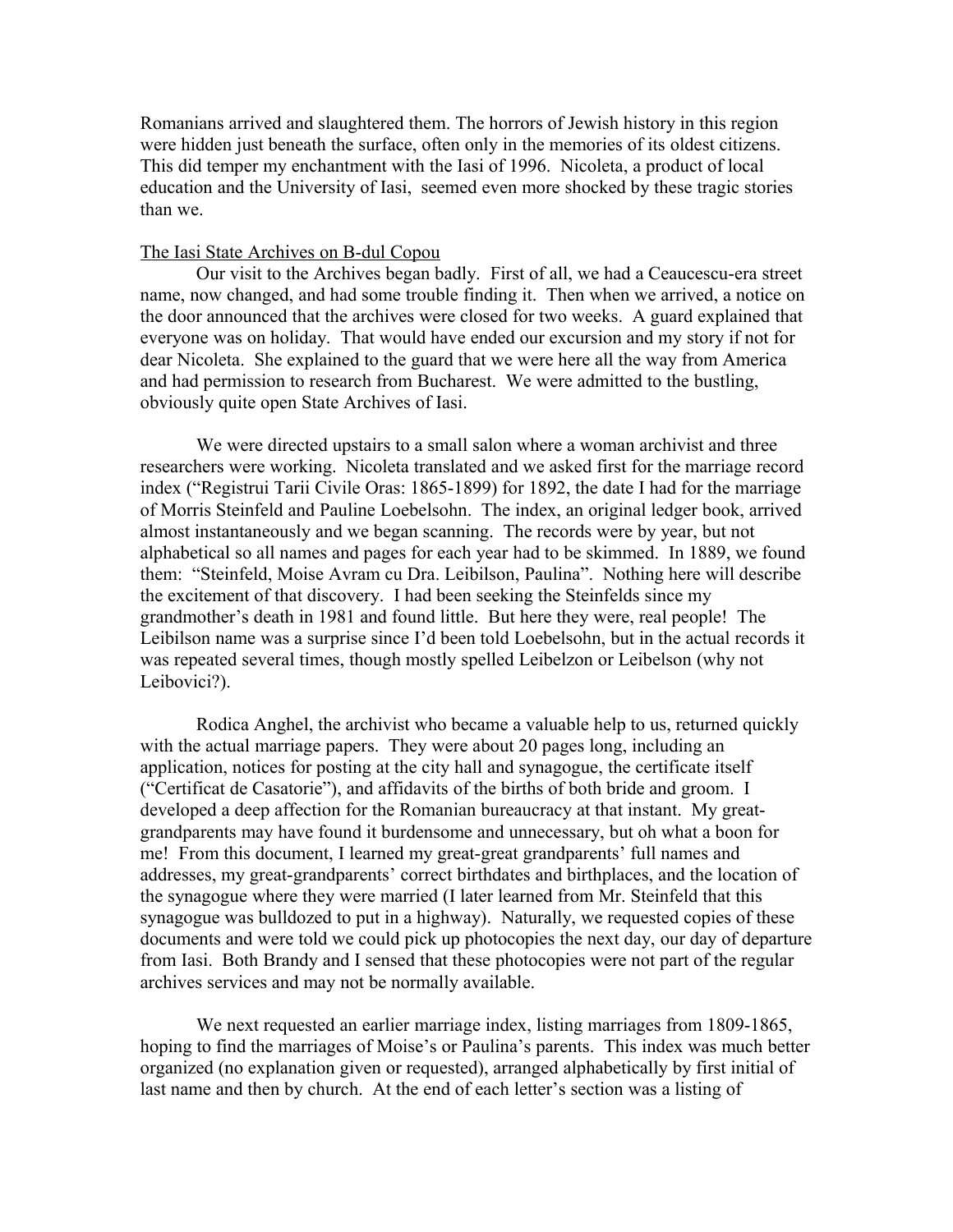Romanians arrived and slaughtered them. The horrors of Jewish history in this region were hidden just beneath the surface, often only in the memories of its oldest citizens. This did temper my enchantment with the Iasi of 1996. Nicoleta, a product of local education and the University of Iasi, seemed even more shocked by these tragic stories than we.

<u>The Iasi State Archives on B-dul Copou</u>

Our visit to the Archives began badly. First of all, we had a Ceaucescu-era street name, now changed, and had some trouble finding it. Then when we arrived, a notice on the door announced that the archives were closed for two weeks. A guard explained that everyone was on holiday. That would have ended our excursion and my story if not for dear Nicoleta. She explained to the guard that we were here all the way from America and had permission to research from Bucharest. We were admitted to the bustling, obviously quite open State Archives of Iasi.

We were directed upstairs to a small salon where a woman archivist and three researchers were working. Nicoleta translated and we asked first for the marriage record index ("Registrui Tarii Civile Oras: 1865-1899) for 1892, the date I had for the marriage of Morris Steinfeld and Pauline Loebelsohn. The index, an original ledger book, arrived almost instantaneously and we began scanning. The records were by year, but not alphabetical so all names and pages for each year had to be skimmed. In 1889, we found them: "Steinfeld, Moise Avram cu Dra. Leibilson, Paulina". Nothing here will describe the excitement of that discovery. I had been seeking the Steinfelds since my grandmother's death in 1981 and found little. But here they were, real people! The Leibilson name was a surprise since I'd been told Loebelsohn, but in the actual records it was repeated several times, though mostly spelled Leibelzon or Leibelson (why not Leibovici?).

Rodica Anghel, the archivist who became a valuable help to us, returned quickly with the actual marriage papers. They were about 20 pages long, including an application, notices for posting at the city hall and synagogue, the certificate itself ("Certificat de Casatorie"), and affidavits of the births of both bride and groom. I developed a deep affection for the Romanian bureaucracy at that instant. My great-grandparents may have found it burdensome and unnecessary, but oh what a boon for me! From this document, I learned my great-great grandparents' full names and addresses, my great-grandparents' correct birthdates and birthplaces, and the location of the synagogue where they were married (I later learned from Mr. Steinfeld that this synagogue was bulldozed to put in a highway). Naturally, we requested copies of these documents and were told we could pick up photocopies the next day, our day of departure from Iasi. Both Brandy and I sensed that these photocopies were not part of the regular archives services and may not be normally available.

We next requested an earlier marriage index, listing marriages from 1809-1865, hoping to find the marriages of Moise's or Paulina's parents. This index was much better organized (no explanation given or requested), arranged alphabetically by first initial of last name and then by church. At the end of each letter's section was a listing of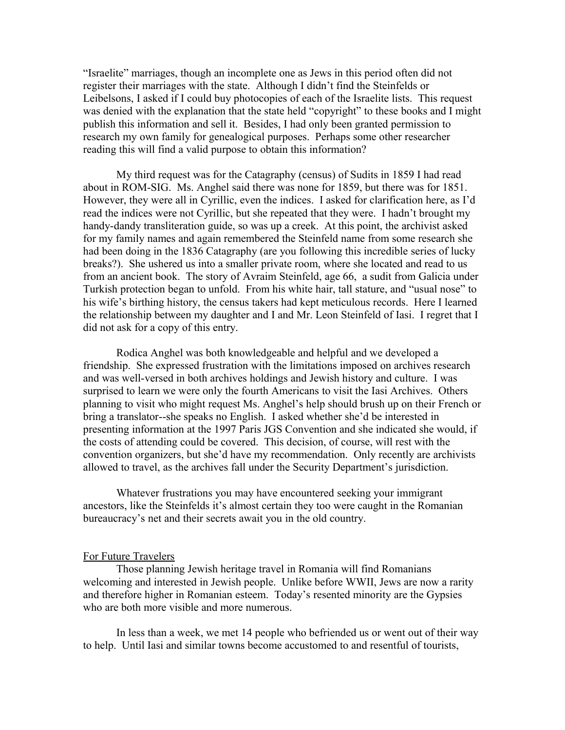"Israelite" marriages, though an incomplete one as Jews in this period often did not register their marriages with the state. Although I didn't find the Steinfelds or Leibelsons, I asked if I could buy photocopies of each of the Israelite lists. This request was denied with the explanation that the state held "copyright" to these books and I might publish this information and sell it. Besides, I had only been granted permission to research my own family for genealogical purposes. Perhaps some other researcher reading this will find a valid purpose to obtain this information?

My third request was for the Catagraphy (census) of Sudits in 1859 I had read about in ROM-SIG. Ms. Anghel said there was none for 1859, but there was for 1851. However, they were all in Cyrillic, even the indices. I asked for clarification here, as I'd read the indices were not Cyrillic, but she repeated that they were. I hadn't brought my handy-dandy transliteration guide, so was up a creek. At this point, the archivist asked for my family names and again remembered the Steinfeld name from some research she had been doing in the 1836 Catagraphy (are you following this incredible series of lucky breaks?). She ushered us into a smaller private room, where she located and read to us from an ancient book. The story of Avraim Steinfeld, age 66, a sudit from Galicia under Turkish protection began to unfold. From his white hair, tall stature, and "usual nose" to his wife's birthing history, the census takers had kept meticulous records. Here I learned the relationship between my daughter and I and Mr. Leon Steinfeld of Iasi. I regret that I did not ask for a copy of this entry.

Rodica Anghel was both knowledgeable and helpful and we developed a friendship. She expressed frustration with the limitations imposed on archives research and was well-versed in both archives holdings and Jewish history and culture. I was surprised to learn we were only the fourth Americans to visit the Iasi Archives. Others planning to visit who might request Ms. Anghel's help should brush up on their French or bring a translator--she speaks no English. I asked whether she'd be interested in presenting information at the 1997 Paris JGS Convention and she indicated she would, if the costs of attending could be covered. This decision, of course, will rest with the convention organizers, but she'd have my recommendation. Only recently are archivists allowed to travel, as the archives fall under the Security Department's jurisdiction.

Whatever frustrations you may have encountered seeking your immigrant ancestors, like the Steinfelds it's almost certain they too were caught in the Romanian bureaucracy's net and their secrets await you in the old country.

## For Future Travelers

Those planning Jewish heritage travel in Romania will find Romanians welcoming and interested in Jewish people. Unlike before WWII, Jews are now a rarity and therefore higher in Romanian esteem. Today's resented minority are the Gypsies who are both more visible and more numerous.

In less than a week, we met 14 people who befriended us or went out of their way to help. Until Iasi and similar towns become accustomed to and resentful of tourists,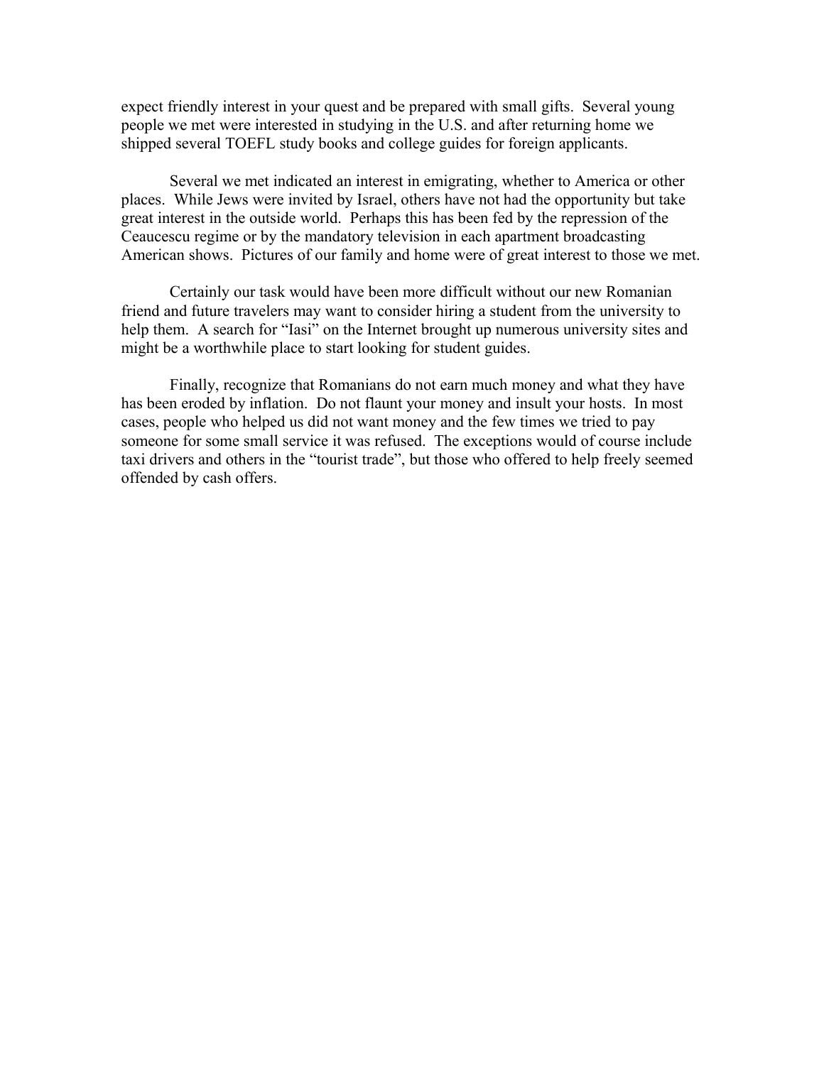expect friendly interest in your quest and be prepared with small gifts. Several young people we met were interested in studying in the U.S. and after returning home we shipped several TOEFL study books and college guides for foreign applicants.

Several we met indicated an interest in emigrating, whether to America or other places. While Jews were invited by Israel, others have not had the opportunity but take great interest in the outside world. Perhaps this has been fed by the repression of the Ceaucescu regime or by the mandatory television in each apartment broadcasting American shows. Pictures of our family and home were of great interest to those we met.

Certainly our task would have been more difficult without our new Romanian friend and future travelers may want to consider hiring a student from the university to help them. A search for "Iasi" on the Internet brought up numerous university sites and might be a worthwhile place to start looking for student guides.

Finally, recognize that Romanians do not earn much money and what they have has been eroded by inflation. Do not flaunt your money and insult your hosts. In most cases, people who helped us did not want money and the few times we tried to pay someone for some small service it was refused. The exceptions would of course include taxi drivers and others in the "tourist trade", but those who offered to help freely seemed offended by cash offers.